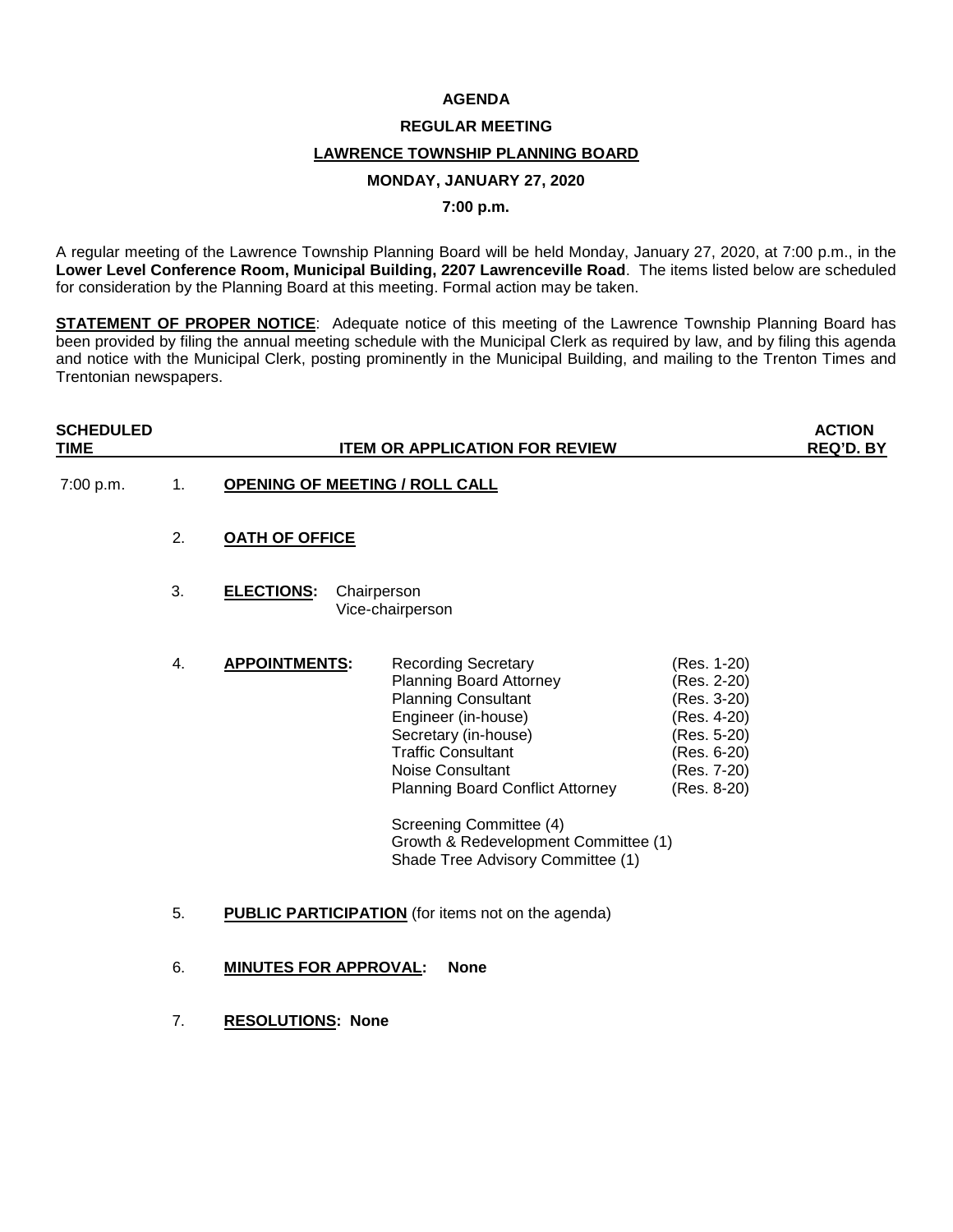# AGENDA

## REGULAR MEETING

## LAWRENCE TOWNSHIP PLANNING BOARD

### MONDAY, JANUARY 27, 2020

### 7:00 p.m.

A regular meeting of the Lawrence Township Planning Board will be held Monday, January 27, 2020, at 7:00 p.m., in the **Lower Level Conference Room, Municipal Building, 2207 Lawrenceville Road**. The items listed below are scheduled for consideration by the Planning Board at this meeting. Formal action may be taken.

**STATEMENT OF PROPER NOTICE**: Adequate notice of this meeting of the Lawrence Township Planning Board has been provided by filing the annual meeting schedule with the Municipal Clerk as required by law, and by filing this agenda and notice with the Municipal Clerk, posting prominently in the Municipal Building, and mailing to the Trenton Times and Trentonian newspapers.

| SCHEDULED TIME | | ITEM OR APPLICATION FOR REVIEW | ACTION REQ'D. BY |
|---|---|---|---|
| 7:00 p.m. | 1. | **OPENING OF MEETING / ROLL CALL** | |
| | 2. | **OATH OF OFFICE** | |
| | 3. | **ELECTIONS:** Chairperson<br>Vice-chairperson | |
| | 4. | **APPOINTMENTS:**<br>Recording Secretary (Res. 1-20)<br>Planning Board Attorney (Res. 2-20)<br>Planning Consultant (Res. 3-20)<br>Engineer (in-house) (Res. 4-20)<br>Secretary (in-house) (Res. 5-20)<br>Traffic Consultant (Res. 6-20)<br>Noise Consultant (Res. 7-20)<br>Planning Board Conflict Attorney (Res. 8-20)<br><br>Screening Committee (4)<br>Growth & Redevelopment Committee (1)<br>Shade Tree Advisory Committee (1) | |
| | 5. | **PUBLIC PARTICIPATION** (for items not on the agenda) | |
| | 6. | **MINUTES FOR APPROVAL: None** | |
| | 7. | **RESOLUTIONS: None** | |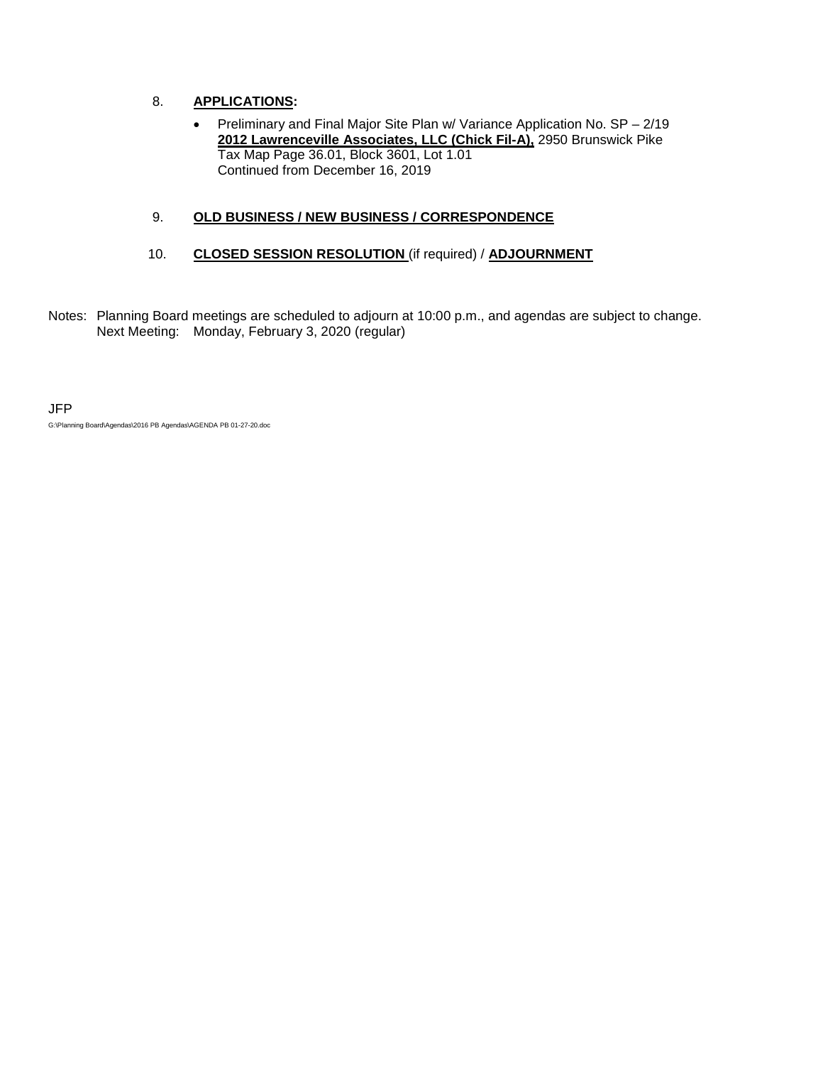8. **APPLICATIONS:**

   - Preliminary and Final Major Site Plan w/ Variance Application No. SP – 2/19
     **2012 Lawrenceville Associates, LLC (Chick Fil-A),** 2950 Brunswick Pike
     Tax Map Page 36.01, Block 3601, Lot 1.01
     Continued from December 16, 2019

9. **OLD BUSINESS / NEW BUSINESS / CORRESPONDENCE**

10. **CLOSED SESSION RESOLUTION** (if required) / **ADJOURNMENT**

Notes: Planning Board meetings are scheduled to adjourn at 10:00 p.m., and agendas are subject to change.
Next Meeting: Monday, February 3, 2020 (regular)

JFP

G:\Planning Board\Agendas\2016 PB Agendas\AGENDA PB 01-27-20.doc